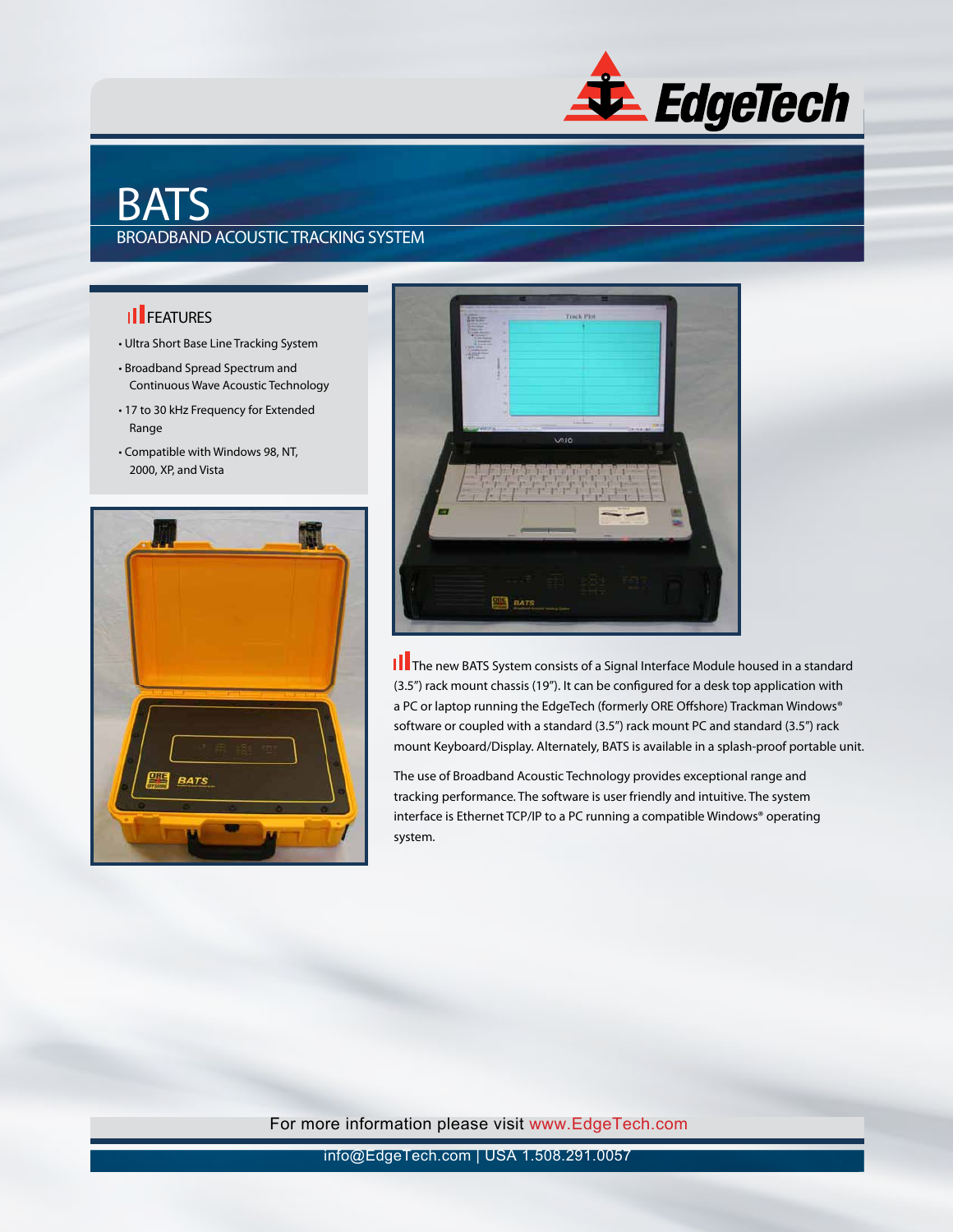# BATS

## BROADBAND ACOUSTIC TRACKING SYSTEM

### FEATURES

- Ultra Short Base Line Tracking System
- Broadband Spread Spectrum and Continuous Wave Acoustic Technology
- 17 to 30 kHz Frequency for Extended Range
- Compatible with Windows 98, NT, 2000, XP, and Vista

The new BATS System consists of a Signal Interface Module housed in a standard (3.5") rack mount chassis (19"). It can be configured for a desk top application with a PC or laptop running the EdgeTech (formerly ORE Offshore) Trackman Windows® software or coupled with a standard (3.5") rack mount PC and standard (3.5") rack mount Keyboard/Display. Alternately, BATS is available in a splash-proof portable unit.

The use of Broadband Acoustic Technology provides exceptional range and tracking performance. The software is user friendly and intuitive. The system interface is Ethernet TCP/IP to a PC running a compatible Windows® operating system.

For more information please visit www.EdgeTech.com

info@EdgeTech.com | USA 1.508.291.0057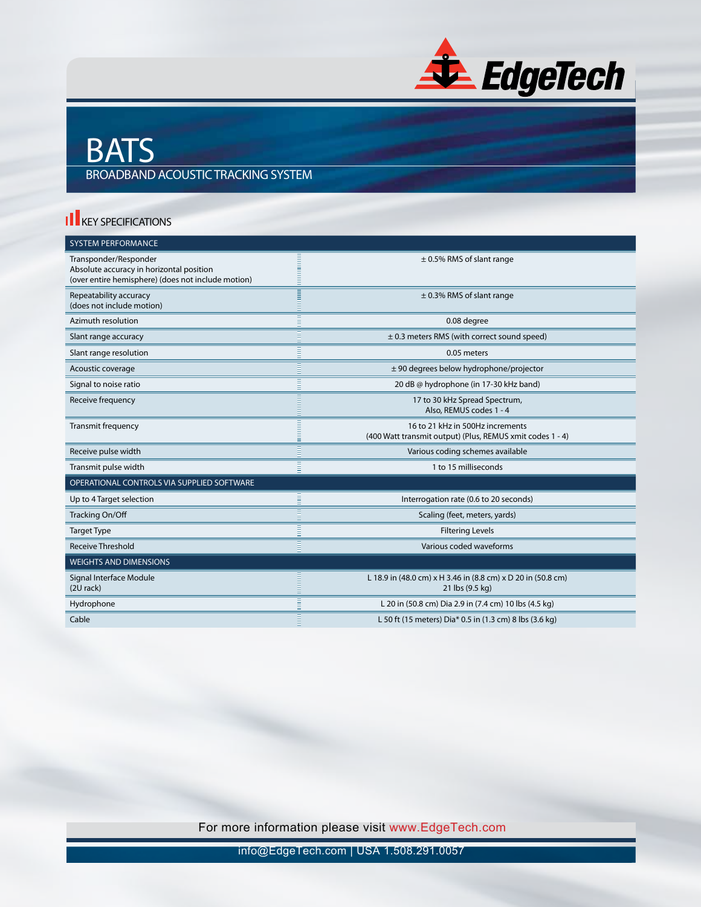# BATS

## BROADBAND ACOUSTIC TRACKING SYSTEM

### KEY SPECIFICATIONS

| SYSTEM PERFORMANCE | |
|---|---|
| Transponder/Responder<br>Absolute accuracy in horizontal position<br>(over entire hemisphere) (does not include motion) | ± 0.5% RMS of slant range |
| Repeatability accuracy<br>(does not include motion) | ± 0.3% RMS of slant range |
| Azimuth resolution | 0.08 degree |
| Slant range accuracy | ± 0.3 meters RMS (with correct sound speed) |
| Slant range resolution | 0.05 meters |
| Acoustic coverage | ± 90 degrees below hydrophone/projector |
| Signal to noise ratio | 20 dB @ hydrophone (in 17-30 kHz band) |
| Receive frequency | 17 to 30 kHz Spread Spectrum,<br>Also, REMUS codes 1 - 4 |
| Transmit frequency | 16 to 21 kHz in 500Hz increments<br>(400 Watt transmit output) (Plus, REMUS xmit codes 1 - 4) |
| Receive pulse width | Various coding schemes available |
| Transmit pulse width | 1 to 15 milliseconds |
| **OPERATIONAL CONTROLS VIA SUPPLIED SOFTWARE** | |
| Up to 4 Target selection | Interrogation rate (0.6 to 20 seconds) |
| Tracking On/Off | Scaling (feet, meters, yards) |
| Target Type | Filtering Levels |
| Receive Threshold | Various coded waveforms |
| **WEIGHTS AND DIMENSIONS** | |
| Signal Interface Module<br>(2U rack) | L 18.9 in (48.0 cm) x H 3.46 in (8.8 cm) x D 20 in (50.8 cm)<br>21 lbs (9.5 kg) |
| Hydrophone | L 20 in (50.8 cm) Dia 2.9 in (7.4 cm) 10 lbs (4.5 kg) |
| Cable | L 50 ft (15 meters) Dia* 0.5 in (1.3 cm) 8 lbs (3.6 kg) |

For more information please visit www.EdgeTech.com

info@EdgeTech.com | USA 1.508.291.0057